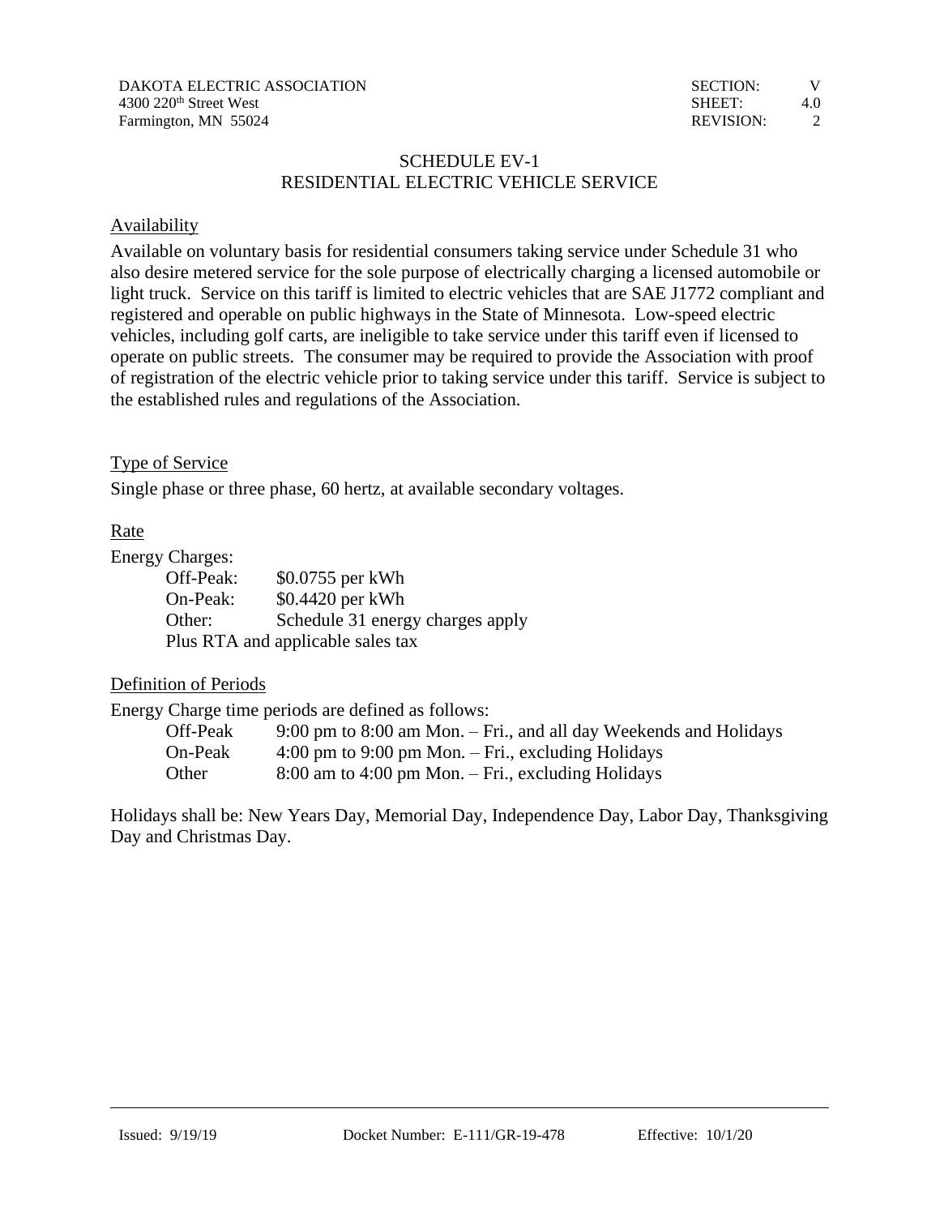DAKOTA ELECTRIC ASSOCIATION
4300 220th Street West
Farmington, MN 55024

SECTION: V
SHEET: 4.0
REVISION: 2

# SCHEDULE EV-1
# RESIDENTIAL ELECTRIC VEHICLE SERVICE

## Availability

Available on voluntary basis for residential consumers taking service under Schedule 31 who also desire metered service for the sole purpose of electrically charging a licensed automobile or light truck. Service on this tariff is limited to electric vehicles that are SAE J1772 compliant and registered and operable on public highways in the State of Minnesota. Low-speed electric vehicles, including golf carts, are ineligible to take service under this tariff even if licensed to operate on public streets. The consumer may be required to provide the Association with proof of registration of the electric vehicle prior to taking service under this tariff. Service is subject to the established rules and regulations of the Association.

## Type of Service

Single phase or three phase, 60 hertz, at available secondary voltages.

## Rate

Energy Charges:

| | |
|---|---|
| Off-Peak: | $0.0755 per kWh |
| On-Peak: | $0.4420 per kWh |
| Other: | Schedule 31 energy charges apply |

Plus RTA and applicable sales tax

## Definition of Periods

Energy Charge time periods are defined as follows:

| | |
|---|---|
| Off-Peak | 9:00 pm to 8:00 am Mon. – Fri., and all day Weekends and Holidays |
| On-Peak | 4:00 pm to 9:00 pm Mon. – Fri., excluding Holidays |
| Other | 8:00 am to 4:00 pm Mon. – Fri., excluding Holidays |

Holidays shall be: New Years Day, Memorial Day, Independence Day, Labor Day, Thanksgiving Day and Christmas Day.

Issued: 9/19/19 Docket Number: E-111/GR-19-478 Effective: 10/1/20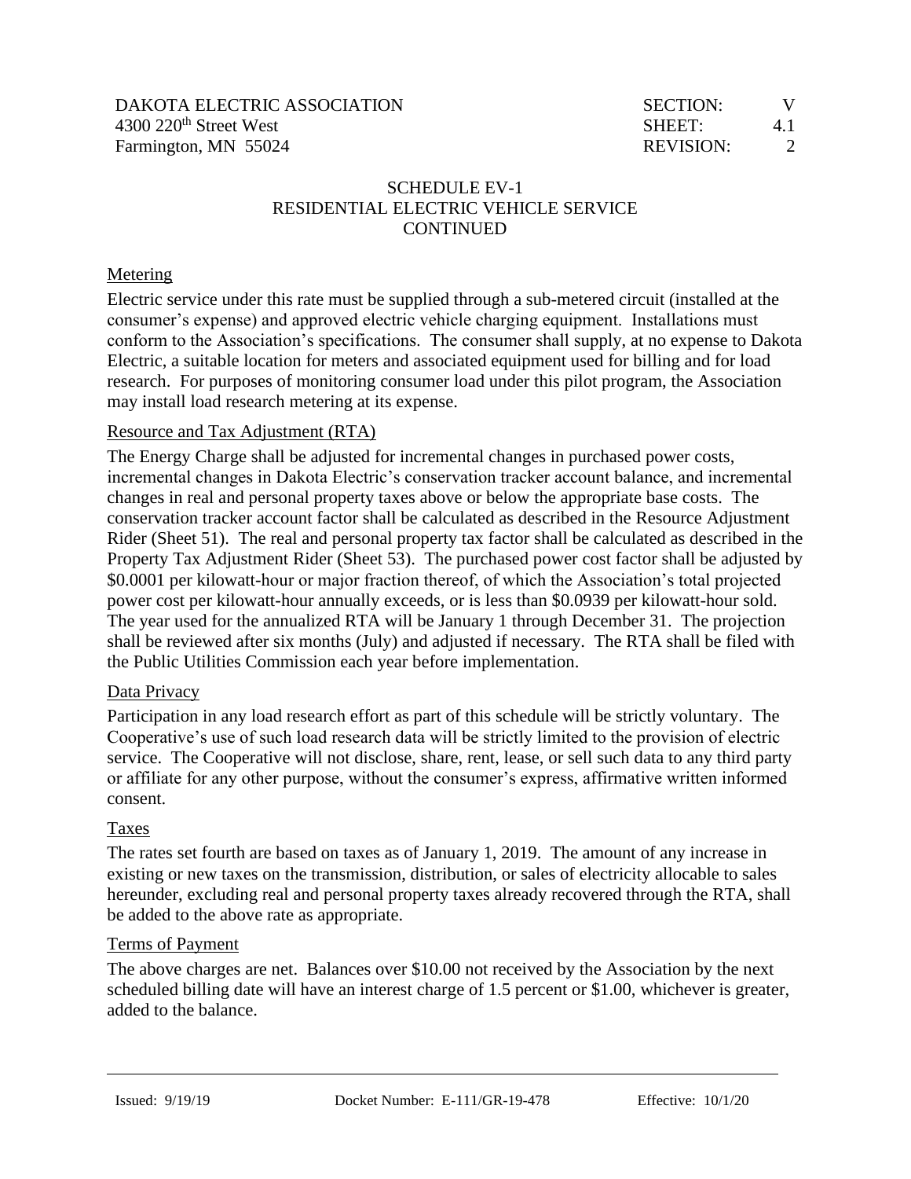DAKOTA ELECTRIC ASSOCIATION
4300 220th Street West
Farmington, MN 55024

SECTION: V
SHEET: 4.1
REVISION: 2

# SCHEDULE EV-1
## RESIDENTIAL ELECTRIC VEHICLE SERVICE
## CONTINUED

### Metering

Electric service under this rate must be supplied through a sub-metered circuit (installed at the consumer's expense) and approved electric vehicle charging equipment. Installations must conform to the Association's specifications. The consumer shall supply, at no expense to Dakota Electric, a suitable location for meters and associated equipment used for billing and for load research. For purposes of monitoring consumer load under this pilot program, the Association may install load research metering at its expense.

### Resource and Tax Adjustment (RTA)

The Energy Charge shall be adjusted for incremental changes in purchased power costs, incremental changes in Dakota Electric's conservation tracker account balance, and incremental changes in real and personal property taxes above or below the appropriate base costs. The conservation tracker account factor shall be calculated as described in the Resource Adjustment Rider (Sheet 51). The real and personal property tax factor shall be calculated as described in the Property Tax Adjustment Rider (Sheet 53). The purchased power cost factor shall be adjusted by $0.0001 per kilowatt-hour or major fraction thereof, of which the Association's total projected power cost per kilowatt-hour annually exceeds, or is less than $0.0939 per kilowatt-hour sold. The year used for the annualized RTA will be January 1 through December 31. The projection shall be reviewed after six months (July) and adjusted if necessary. The RTA shall be filed with the Public Utilities Commission each year before implementation.

### Data Privacy

Participation in any load research effort as part of this schedule will be strictly voluntary. The Cooperative's use of such load research data will be strictly limited to the provision of electric service. The Cooperative will not disclose, share, rent, lease, or sell such data to any third party or affiliate for any other purpose, without the consumer's express, affirmative written informed consent.

### Taxes

The rates set fourth are based on taxes as of January 1, 2019. The amount of any increase in existing or new taxes on the transmission, distribution, or sales of electricity allocable to sales hereunder, excluding real and personal property taxes already recovered through the RTA, shall be added to the above rate as appropriate.

### Terms of Payment

The above charges are net. Balances over $10.00 not received by the Association by the next scheduled billing date will have an interest charge of 1.5 percent or $1.00, whichever is greater, added to the balance.

Issued: 9/19/19 Docket Number: E-111/GR-19-478 Effective: 10/1/20